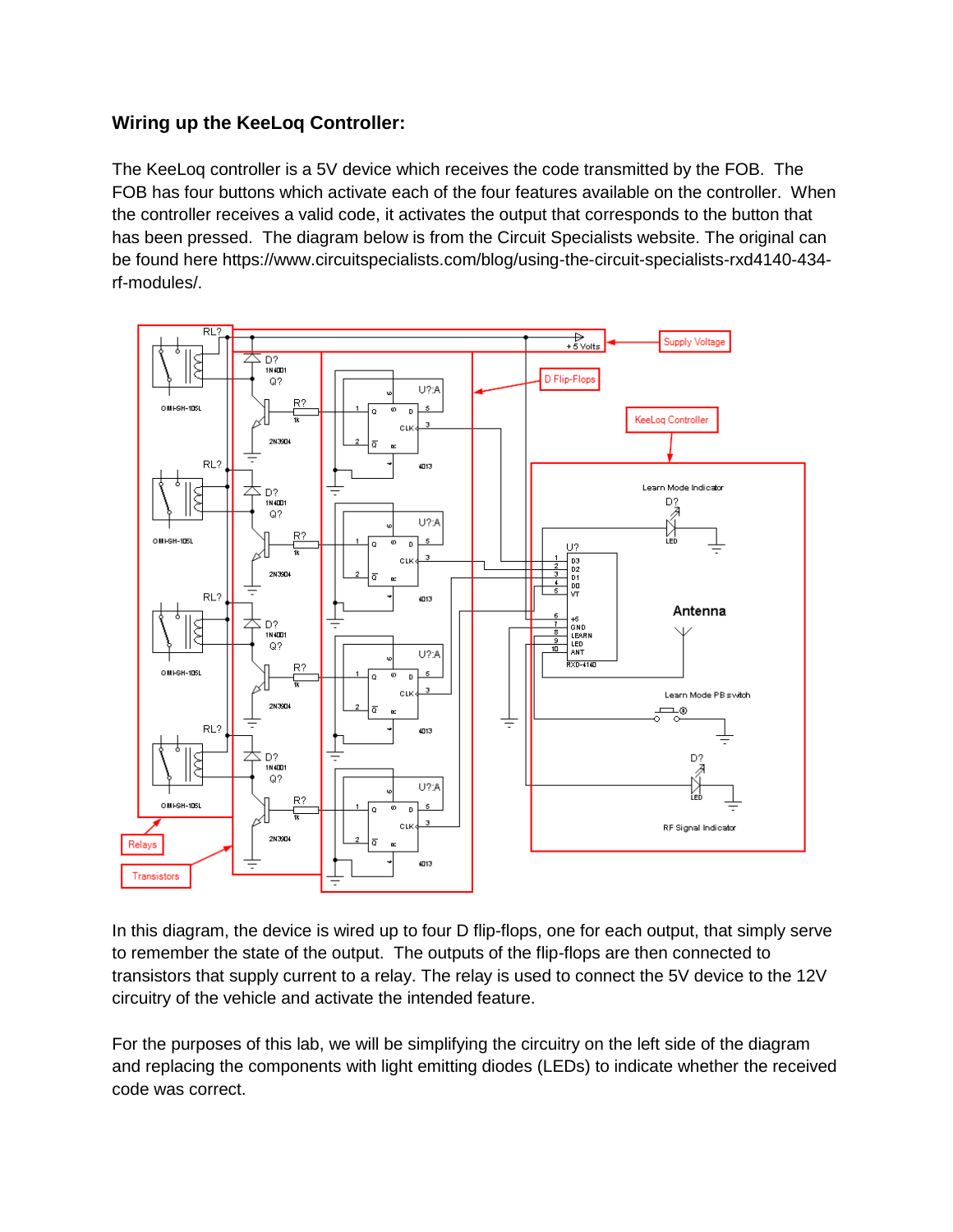## Wiring up the KeeLoq Controller:

The KeeLoq controller is a 5V device which receives the code transmitted by the FOB. The FOB has four buttons which activate each of the four features available on the controller. When the controller receives a valid code, it activates the output that corresponds to the button that has been pressed. The diagram below is from the Circuit Specialists website. The original can be found here https://www.circuitspecialists.com/blog/using-the-circuit-specialists-rxd4140-434-rf-modules/.

In this diagram, the device is wired up to four D flip-flops, one for each output, that simply serve to remember the state of the output. The outputs of the flip-flops are then connected to transistors that supply current to a relay. The relay is used to connect the 5V device to the 12V circuitry of the vehicle and activate the intended feature.

For the purposes of this lab, we will be simplifying the circuitry on the left side of the diagram and replacing the components with light emitting diodes (LEDs) to indicate whether the received code was correct.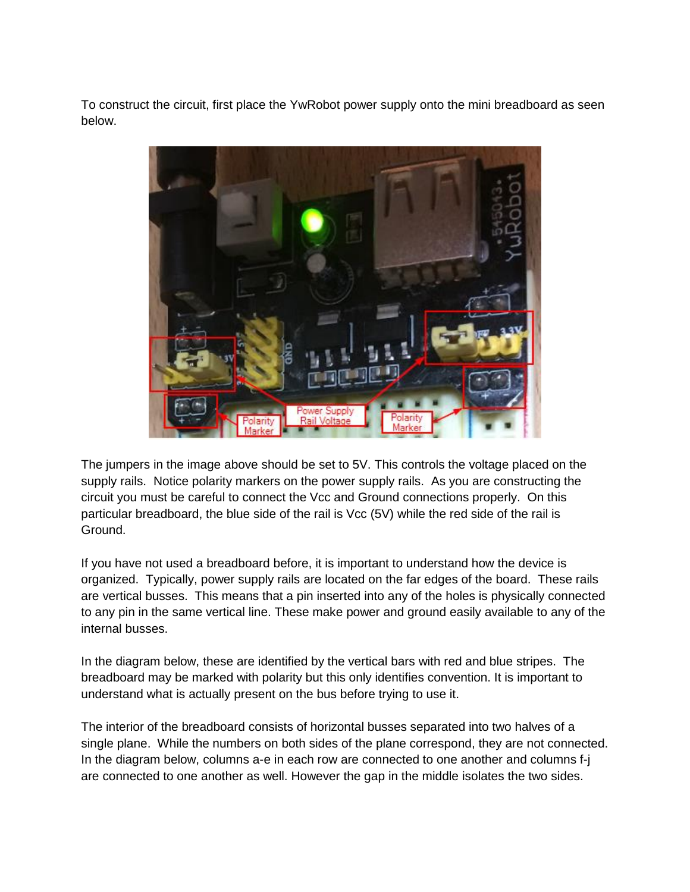To construct the circuit, first place the YwRobot power supply onto the mini breadboard as seen below.

The jumpers in the image above should be set to 5V. This controls the voltage placed on the supply rails. Notice polarity markers on the power supply rails. As you are constructing the circuit you must be careful to connect the Vcc and Ground connections properly. On this particular breadboard, the blue side of the rail is Vcc (5V) while the red side of the rail is Ground.

If you have not used a breadboard before, it is important to understand how the device is organized. Typically, power supply rails are located on the far edges of the board. These rails are vertical busses. This means that a pin inserted into any of the holes is physically connected to any pin in the same vertical line. These make power and ground easily available to any of the internal busses.

In the diagram below, these are identified by the vertical bars with red and blue stripes. The breadboard may be marked with polarity but this only identifies convention. It is important to understand what is actually present on the bus before trying to use it.

The interior of the breadboard consists of horizontal busses separated into two halves of a single plane. While the numbers on both sides of the plane correspond, they are not connected. In the diagram below, columns a-e in each row are connected to one another and columns f-j are connected to one another as well. However the gap in the middle isolates the two sides.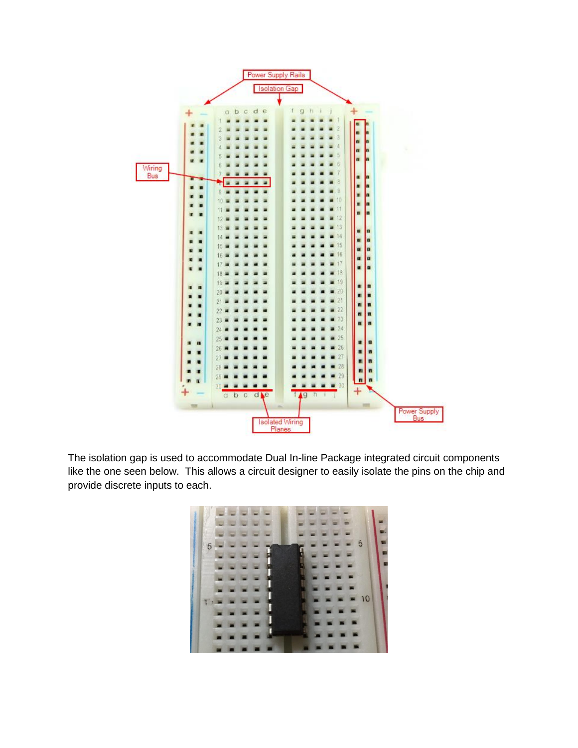The isolation gap is used to accommodate Dual In-line Package integrated circuit components like the one seen below. This allows a circuit designer to easily isolate the pins on the chip and provide discrete inputs to each.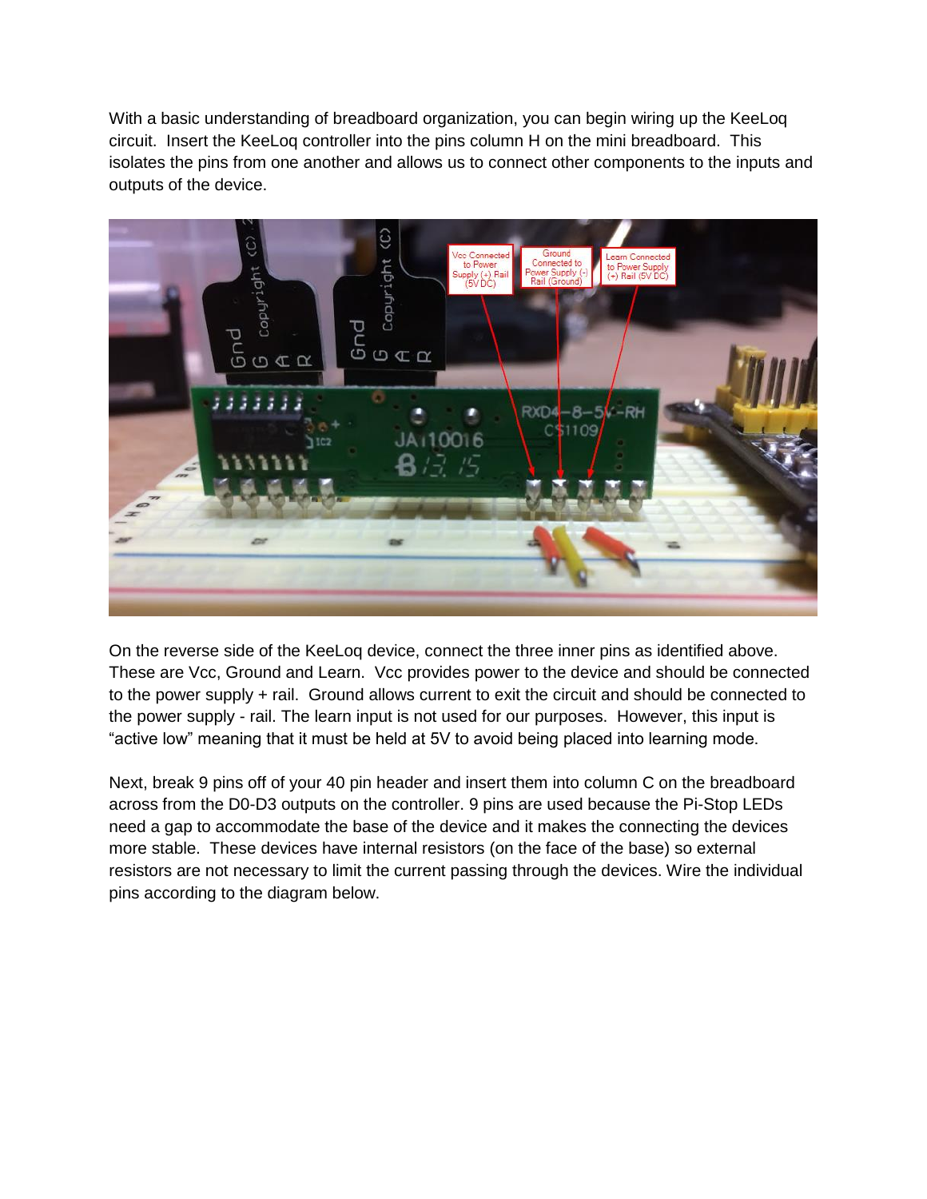With a basic understanding of breadboard organization, you can begin wiring up the KeeLoq circuit. Insert the KeeLoq controller into the pins column H on the mini breadboard. This isolates the pins from one another and allows us to connect other components to the inputs and outputs of the device.

On the reverse side of the KeeLoq device, connect the three inner pins as identified above. These are Vcc, Ground and Learn. Vcc provides power to the device and should be connected to the power supply + rail. Ground allows current to exit the circuit and should be connected to the power supply - rail. The learn input is not used for our purposes. However, this input is "active low" meaning that it must be held at 5V to avoid being placed into learning mode.

Next, break 9 pins off of your 40 pin header and insert them into column C on the breadboard across from the D0-D3 outputs on the controller. 9 pins are used because the Pi-Stop LEDs need a gap to accommodate the base of the device and it makes the connecting the devices more stable. These devices have internal resistors (on the face of the base) so external resistors are not necessary to limit the current passing through the devices. Wire the individual pins according to the diagram below.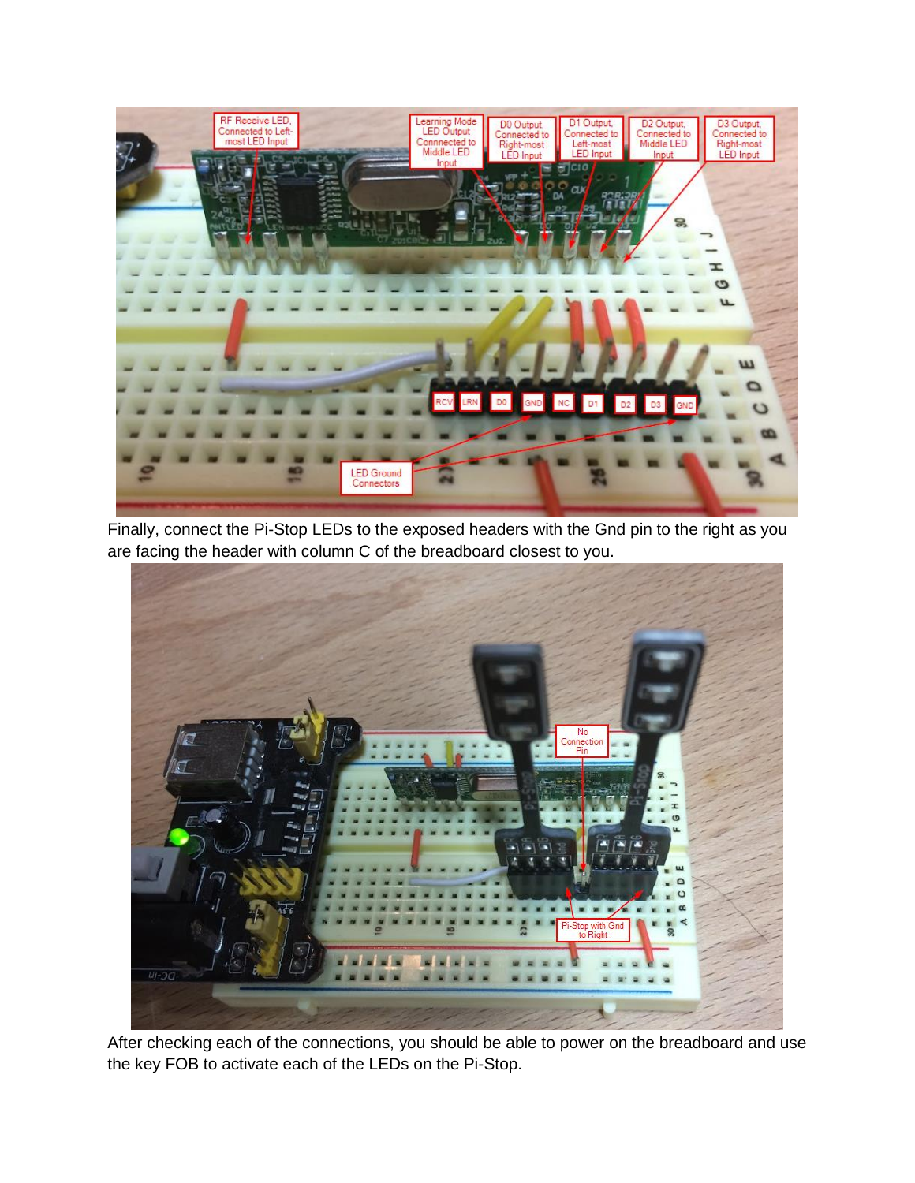Finally, connect the Pi-Stop LEDs to the exposed headers with the Gnd pin to the right as you are facing the header with column C of the breadboard closest to you.

After checking each of the connections, you should be able to power on the breadboard and use the key FOB to activate each of the LEDs on the Pi-Stop.